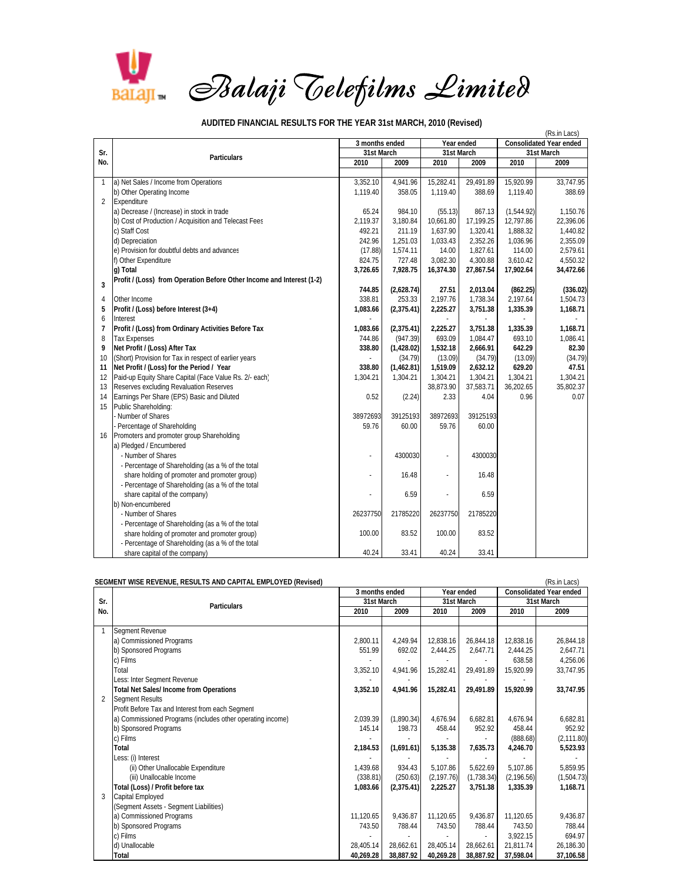# Balaji Telefilms Limited

## AUDITED FINANCIAL RESULTS FOR THE YEAR 31st MARCH, 2010 (Revised)

(Rs.in Lacs)

| Sr. No. | Particulars | 3 months ended 31st March | | Year ended 31st March | | Consolidated Year ended 31st March | |
|---|---|---|---|---|---|---|---|
| | | 2010 | 2009 | 2010 | 2009 | 2010 | 2009 |
| 1 | a) Net Sales / Income from Operations | 3,352.10 | 4,941.96 | 15,282.41 | 29,491.89 | 15,920.99 | 33,747.95 |
| | b) Other Operating Income | 1,119.40 | 358.05 | 1,119.40 | 388.69 | 1,119.40 | 388.69 |
| 2 | Expenditure | | | | | | |
| | a) Decrease / (Increase) in stock in trade | 65.24 | 984.10 | (55.13) | 867.13 | (1,544.92) | 1,150.76 |
| | b) Cost of Production / Acquisition and Telecast Fees | 2,119.37 | 3,180.84 | 10,661.80 | 17,199.25 | 12,797.86 | 22,396.06 |
| | c) Staff Cost | 492.21 | 211.19 | 1,637.90 | 1,320.41 | 1,888.32 | 1,440.82 |
| | d) Depreciation | 242.96 | 1,251.03 | 1,033.43 | 2,352.26 | 1,036.96 | 2,355.09 |
| | e) Provision for doubtful debts and advances | (17.88) | 1,574.11 | 14.00 | 1,827.61 | 114.00 | 2,579.61 |
| | f) Other Expenditure | 824.75 | 727.48 | 3,082.30 | 4,300.88 | 3,610.42 | 4,550.32 |
| | **g) Total** | **3,726.65** | **7,928.75** | **16,374.30** | **27,867.54** | **17,902.64** | **34,472.66** |
| 3 | **Profit / (Loss) from Operation Before Other Income and Interest (1-2)** | **744.85** | **(2,628.74)** | **27.51** | **2,013.04** | **(862.25)** | **(336.02)** |
| 4 | Other Income | 338.81 | 253.33 | 2,197.76 | 1,738.34 | 2,197.64 | 1,504.73 |
| 5 | **Profit / (Loss) before Interest (3+4)** | **1,083.66** | **(2,375.41)** | **2,225.27** | **3,751.38** | **1,335.39** | **1,168.71** |
| 6 | Interest | - | - | - | - | - | - |
| 7 | **Profit / (Loss) from Ordinary Activities Before Tax** | **1,083.66** | **(2,375.41)** | **2,225.27** | **3,751.38** | **1,335.39** | **1,168.71** |
| 8 | Tax Expenses | 744.86 | (947.39) | 693.09 | 1,084.47 | 693.10 | 1,086.41 |
| 9 | **Net Profit / (Loss) After Tax** | **338.80** | **(1,428.02)** | **1,532.18** | **2,666.91** | **642.29** | **82.30** |
| 10 | (Short) Provision for Tax in respect of earlier years | - | (34.79) | (13.09) | (34.79) | (13.09) | (34.79) |
| 11 | **Net Profit / (Loss) for the Period / Year** | **338.80** | **(1,462.81)** | **1,519.09** | **2,632.12** | **629.20** | **47.51** |
| 12 | Paid-up Equity Share Capital (Face Value Rs. 2/- each) | 1,304.21 | 1,304.21 | 1,304.21 | 1,304.21 | 1,304.21 | 1,304.21 |
| 13 | Reserves excluding Revaluation Reserves | | | 38,873.90 | 37,583.71 | 36,202.65 | 35,802.37 |
| 14 | Earnings Per Share (EPS) Basic and Diluted | 0.52 | (2.24) | 2.33 | 4.04 | 0.96 | 0.07 |
| 15 | Public Shareholding: | | | | | | |
| | - Number of Shares | 38972693 | 39125193 | 38972693 | 39125193 | | |
| | - Percentage of Shareholding | 59.76 | 60.00 | 59.76 | 60.00 | | |
| 16 | Promoters and promoter group Shareholding | | | | | | |
| | a) Pledged / Encumbered | | | | | | |
| | - Number of Shares | - | 4300030 | - | 4300030 | | |
| | - Percentage of Shareholding (as a % of the total share holding of promoter and promoter group) | - | 16.48 | - | 16.48 | | |
| | - Percentage of Shareholding (as a % of the total share capital of the company) | - | 6.59 | - | 6.59 | | |
| | b) Non-encumbered | | | | | | |
| | - Number of Shares | 26237750 | 21785220 | 26237750 | 21785220 | | |
| | - Percentage of Shareholding (as a % of the total share holding of promoter and promoter group) | 100.00 | 83.52 | 100.00 | 83.52 | | |
| | - Percentage of Shareholding (as a % of the total share capital of the company) | 40.24 | 33.41 | 40.24 | 33.41 | | |

## SEGMENT WISE REVENUE, RESULTS AND CAPITAL EMPLOYED (Revised)

(Rs.in Lacs)

| Sr. No. | Particulars | 3 months ended 31st March | | Year ended 31st March | | Consolidated Year ended 31st March | |
|---|---|---|---|---|---|---|---|
| | | 2010 | 2009 | 2010 | 2009 | 2010 | 2009 |
| 1 | Segment Revenue | | | | | | |
| | a) Commissioned Programs | 2,800.11 | 4,249.94 | 12,838.16 | 26,844.18 | 12,838.16 | 26,844.18 |
| | b) Sponsored Programs | 551.99 | 692.02 | 2,444.25 | 2,647.71 | 2,444.25 | 2,647.71 |
| | c) Films | - | - | - | - | 638.58 | 4,256.06 |
| | Total | 3,352.10 | 4,941.96 | 15,282.41 | 29,491.89 | 15,920.99 | 33,747.95 |
| | Less: Inter Segment Revenue | - | - | - | - | - | |
| | **Total Net Sales/ Income from Operations** | **3,352.10** | **4,941.96** | **15,282.41** | **29,491.89** | **15,920.99** | **33,747.95** |
| 2 | Segment Results | | | | | | |
| | Profit Before Tax and Interest from each Segment | | | | | | |
| | a) Commissioned Programs (includes other operating income) | 2,039.39 | (1,890.34) | 4,676.94 | 6,682.81 | 4,676.94 | 6,682.81 |
| | b) Sponsored Programs | 145.14 | 198.73 | 458.44 | 952.92 | 458.44 | 952.92 |
| | c) Films | - | - | - | - | (888.68) | (2,111.80) |
| | **Total** | **2,184.53** | **(1,691.61)** | **5,135.38** | **7,635.73** | **4,246.70** | **5,523.93** |
| | Less: (i) Interest | - | - | - | - | - | - |
| | (ii) Other Unallocable Expenditure | 1,439.68 | 934.43 | 5,107.86 | 5,622.69 | 5,107.86 | 5,859.95 |
| | (iii) Unallocable Income | (338.81) | (250.63) | (2,197.76) | (1,738.34) | (2,196.56) | (1,504.73) |
| | **Total (Loss) / Profit before tax** | **1,083.66** | **(2,375.41)** | **2,225.27** | **3,751.38** | **1,335.39** | **1,168.71** |
| 3 | Capital Employed | | | | | | |
| | (Segment Assets - Segment Liabilities) | | | | | | |
| | a) Commissioned Programs | 11,120.65 | 9,436.87 | 11,120.65 | 9,436.87 | 11,120.65 | 9,436.87 |
| | b) Sponsored Programs | 743.50 | 788.44 | 743.50 | 788.44 | 743.50 | 788.44 |
| | c) Films | - | - | - | - | 3,922.15 | 694.97 |
| | d) Unallocable | 28,405.14 | 28,662.61 | 28,405.14 | 28,662.61 | 21,811.74 | 26,186.30 |
| | **Total** | **40,269.28** | **38,887.92** | **40,269.28** | **38,887.92** | **37,598.04** | **37,106.58** |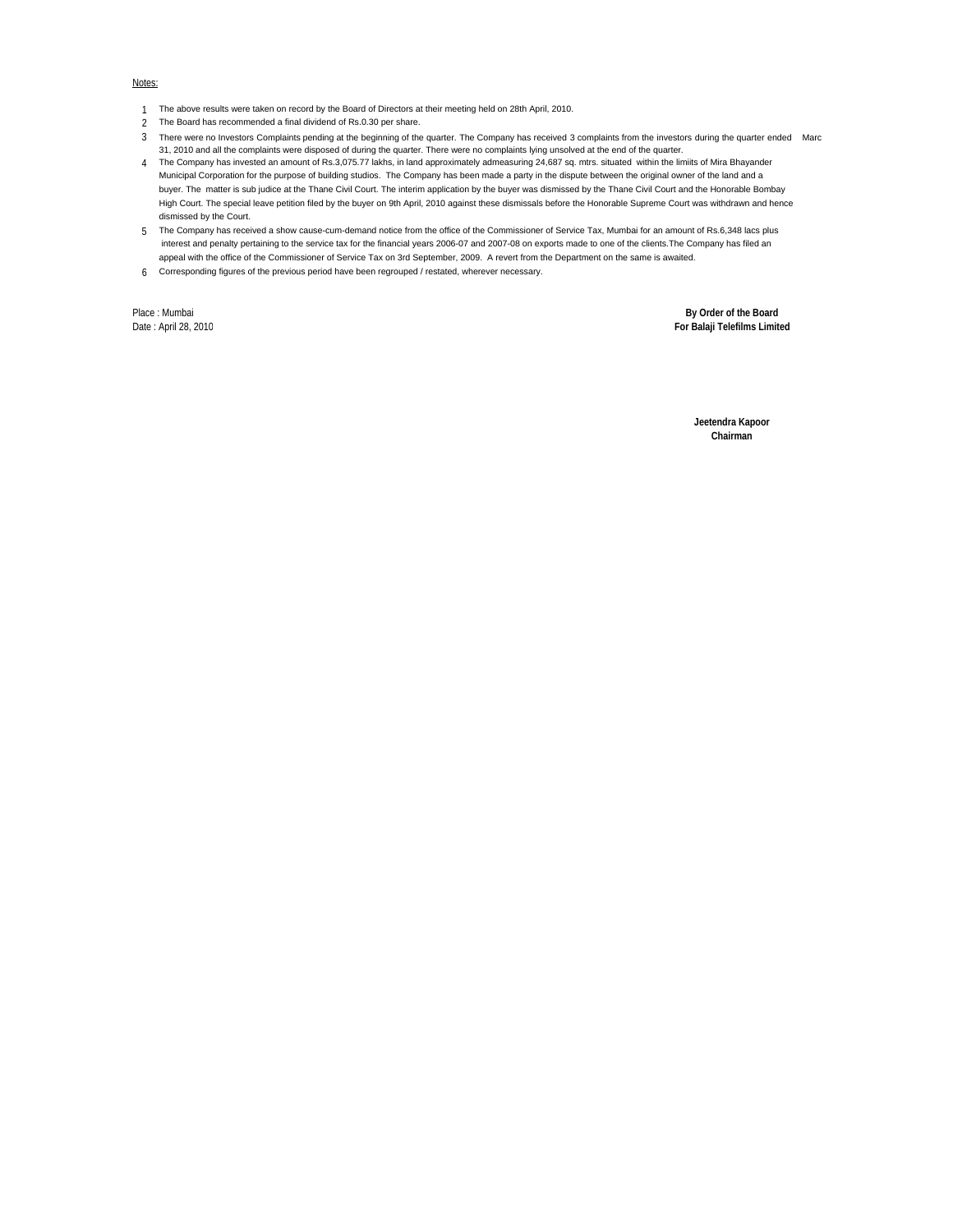Notes:

1. The above results were taken on record by the Board of Directors at their meeting held on 28th April, 2010.
2. The Board has recommended a final dividend of Rs.0.30 per share.
3. There were no Investors Complaints pending at the beginning of the quarter. The Company has received 3 complaints from the investors during the quarter ended Marc 31, 2010 and all the complaints were disposed of during the quarter. There were no complaints lying unsolved at the end of the quarter.
4. The Company has invested an amount of Rs.3,075.77 lakhs, in land approximately admeasuring 24,687 sq. mtrs. situated within the limiits of Mira Bhayander Municipal Corporation for the purpose of building studios. The Company has been made a party in the dispute between the original owner of the land and a buyer. The matter is sub judice at the Thane Civil Court. The interim application by the buyer was dismissed by the Thane Civil Court and the Honorable Bombay High Court. The special leave petition filed by the buyer on 9th April, 2010 against these dismissals before the Honorable Supreme Court was withdrawn and hence dismissed by the Court.
5. The Company has received a show cause-cum-demand notice from the office of the Commissioner of Service Tax, Mumbai for an amount of Rs.6,348 lacs plus interest and penalty pertaining to the service tax for the financial years 2006-07 and 2007-08 on exports made to one of the clients.The Company has filed an appeal with the office of the Commissioner of Service Tax on 3rd September, 2009. A revert from the Department on the same is awaited.
6. Corresponding figures of the previous period have been regrouped / restated, wherever necessary.

Place : Mumbai
Date : April 28, 2010

**By Order of the Board**
**For Balaji Telefilms Limited**

**Jeetendra Kapoor**
**Chairman**